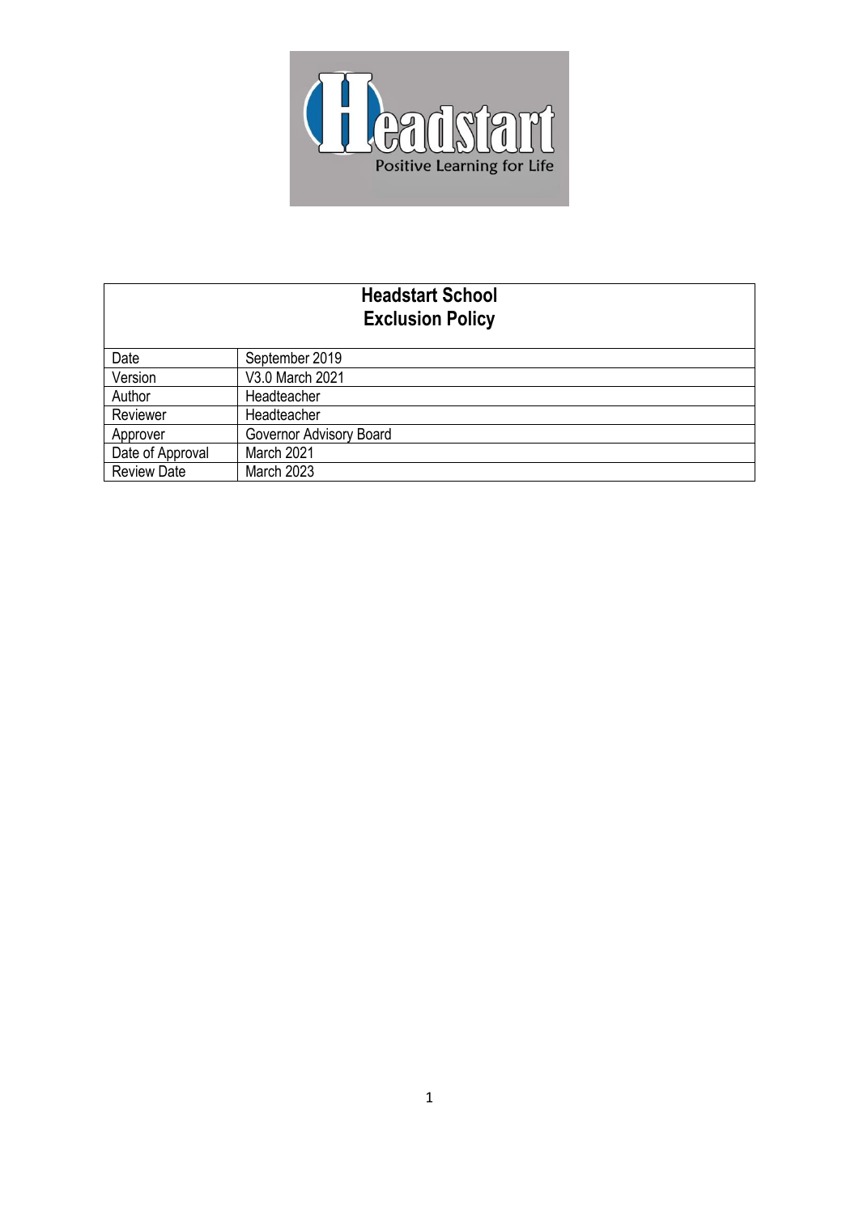| Headstart School<br>Exclusion Policy | |
|---|---|
| Date | September 2019 |
| Version | V3.0 March 2021 |
| Author | Headteacher |
| Reviewer | Headteacher |
| Approver | Governor Advisory Board |
| Date of Approval | March 2021 |
| Review Date | March 2023 |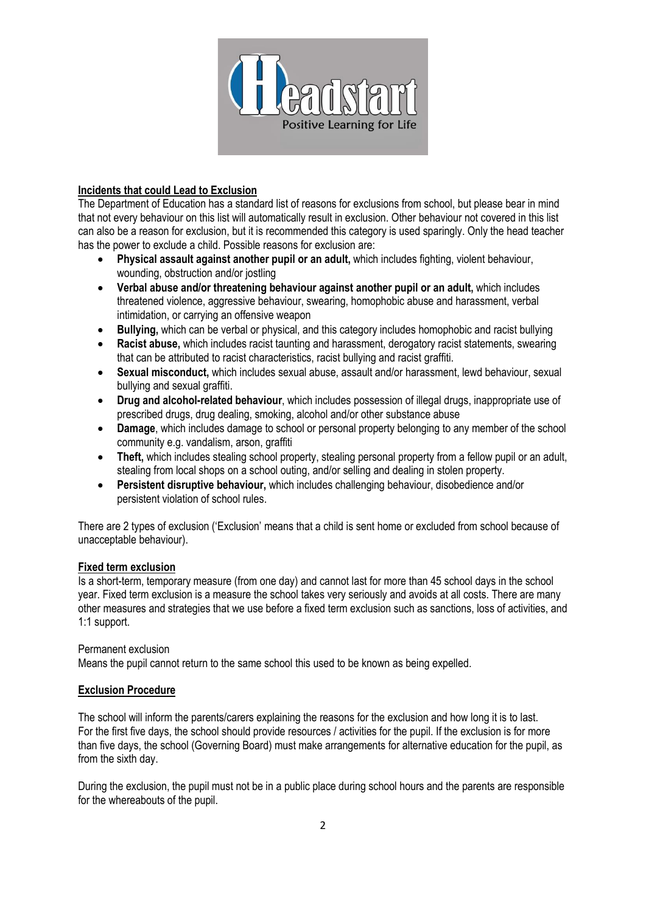## Incidents that could Lead to Exclusion

The Department of Education has a standard list of reasons for exclusions from school, but please bear in mind that not every behaviour on this list will automatically result in exclusion. Other behaviour not covered in this list can also be a reason for exclusion, but it is recommended this category is used sparingly. Only the head teacher has the power to exclude a child. Possible reasons for exclusion are:

- **Physical assault against another pupil or an adult,** which includes fighting, violent behaviour, wounding, obstruction and/or jostling
- **Verbal abuse and/or threatening behaviour against another pupil or an adult,** which includes threatened violence, aggressive behaviour, swearing, homophobic abuse and harassment, verbal intimidation, or carrying an offensive weapon
- **Bullying,** which can be verbal or physical, and this category includes homophobic and racist bullying
- **Racist abuse,** which includes racist taunting and harassment, derogatory racist statements, swearing that can be attributed to racist characteristics, racist bullying and racist graffiti.
- **Sexual misconduct,** which includes sexual abuse, assault and/or harassment, lewd behaviour, sexual bullying and sexual graffiti.
- **Drug and alcohol-related behaviour**, which includes possession of illegal drugs, inappropriate use of prescribed drugs, drug dealing, smoking, alcohol and/or other substance abuse
- **Damage**, which includes damage to school or personal property belonging to any member of the school community e.g. vandalism, arson, graffiti
- **Theft,** which includes stealing school property, stealing personal property from a fellow pupil or an adult, stealing from local shops on a school outing, and/or selling and dealing in stolen property.
- **Persistent disruptive behaviour,** which includes challenging behaviour, disobedience and/or persistent violation of school rules.

There are 2 types of exclusion ('Exclusion' means that a child is sent home or excluded from school because of unacceptable behaviour).

## Fixed term exclusion

Is a short-term, temporary measure (from one day) and cannot last for more than 45 school days in the school year. Fixed term exclusion is a measure the school takes very seriously and avoids at all costs. There are many other measures and strategies that we use before a fixed term exclusion such as sanctions, loss of activities, and 1:1 support.

Permanent exclusion

Means the pupil cannot return to the same school this used to be known as being expelled.

## Exclusion Procedure

The school will inform the parents/carers explaining the reasons for the exclusion and how long it is to last. For the first five days, the school should provide resources / activities for the pupil. If the exclusion is for more than five days, the school (Governing Board) must make arrangements for alternative education for the pupil, as from the sixth day.

During the exclusion, the pupil must not be in a public place during school hours and the parents are responsible for the whereabouts of the pupil.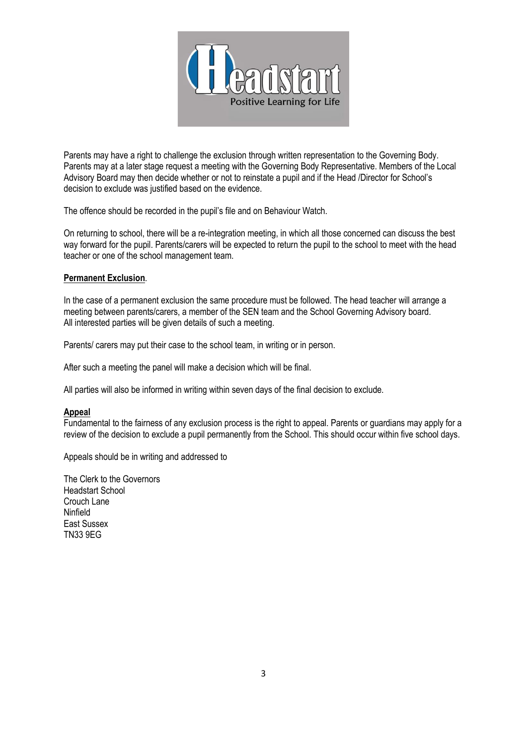Parents may have a right to challenge the exclusion through written representation to the Governing Body. Parents may at a later stage request a meeting with the Governing Body Representative. Members of the Local Advisory Board may then decide whether or not to reinstate a pupil and if the Head /Director for School's decision to exclude was justified based on the evidence.

The offence should be recorded in the pupil's file and on Behaviour Watch.

On returning to school, there will be a re-integration meeting, in which all those concerned can discuss the best way forward for the pupil. Parents/carers will be expected to return the pupil to the school to meet with the head teacher or one of the school management team.

**Permanent Exclusion**.

In the case of a permanent exclusion the same procedure must be followed. The head teacher will arrange a meeting between parents/carers, a member of the SEN team and the School Governing Advisory board. All interested parties will be given details of such a meeting.

Parents/ carers may put their case to the school team, in writing or in person.

After such a meeting the panel will make a decision which will be final.

All parties will also be informed in writing within seven days of the final decision to exclude.

**Appeal**

Fundamental to the fairness of any exclusion process is the right to appeal. Parents or guardians may apply for a review of the decision to exclude a pupil permanently from the School. This should occur within five school days.

Appeals should be in writing and addressed to

The Clerk to the Governors
Headstart School
Crouch Lane
Ninfield
East Sussex
TN33 9EG